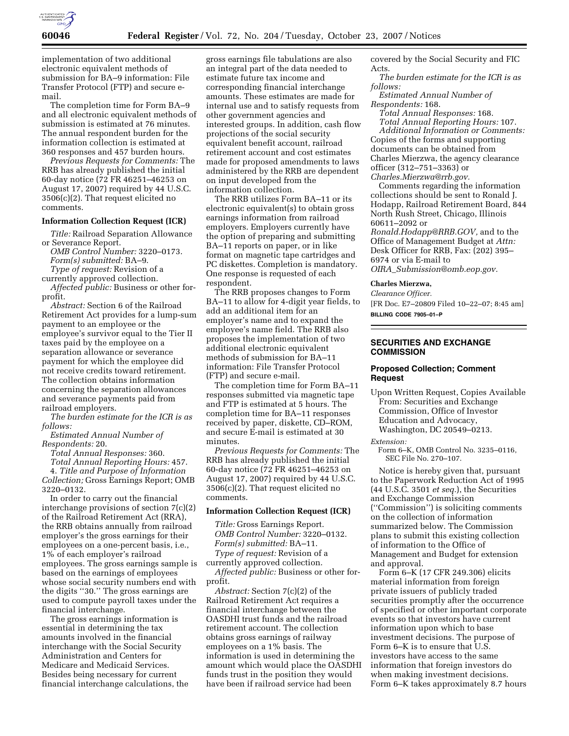implementation of two additional electronic equivalent methods of submission for BA–9 information: File Transfer Protocol (FTP) and secure e-mail.

The completion time for Form BA–9 and all electronic equivalent methods of submission is estimated at 76 minutes. The annual respondent burden for the information collection is estimated at 360 responses and 457 burden hours.

*Previous Requests for Comments:* The RRB has already published the initial 60-day notice (72 FR 46251–46253 on August 17, 2007) required by 44 U.S.C. 3506(c)(2). That request elicited no comments.

### Information Collection Request (ICR)

*Title:* Railroad Separation Allowance or Severance Report.

*OMB Control Number:* 3220–0173.

*Form(s) submitted:* BA–9.

*Type of request:* Revision of a currently approved collection.

*Affected public:* Business or other for-profit.

*Abstract:* Section 6 of the Railroad Retirement Act provides for a lump-sum payment to an employee or the employee's survivor equal to the Tier II taxes paid by the employee on a separation allowance or severance payment for which the employee did not receive credits toward retirement. The collection obtains information concerning the separation allowances and severance payments paid from railroad employers.

*The burden estimate for the ICR is as follows:*

*Estimated Annual Number of Respondents:* 20.

*Total Annual Responses:* 360.

*Total Annual Reporting Hours:* 457.

4. *Title and Purpose of Information Collection;* Gross Earnings Report; OMB 3220–0132.

In order to carry out the financial interchange provisions of section 7(c)(2) of the Railroad Retirement Act (RRA), the RRB obtains annually from railroad employer's the gross earnings for their employees on a one-percent basis, i.e., 1% of each employer's railroad employees. The gross earnings sample is based on the earnings of employees whose social security numbers end with the digits "30." The gross earnings are used to compute payroll taxes under the financial interchange.

The gross earnings information is essential in determining the tax amounts involved in the financial interchange with the Social Security Administration and Centers for Medicare and Medicaid Services. Besides being necessary for current financial interchange calculations, the gross earnings file tabulations are also an integral part of the data needed to estimate future tax income and corresponding financial interchange amounts. These estimates are made for internal use and to satisfy requests from other government agencies and interested groups. In addition, cash flow projections of the social security equivalent benefit account, railroad retirement account and cost estimates made for proposed amendments to laws administered by the RRB are dependent on input developed from the information collection.

The RRB utilizes Form BA–11 or its electronic equivalent(s) to obtain gross earnings information from railroad employers. Employers currently have the option of preparing and submitting BA–11 reports on paper, or in like format on magnetic tape cartridges and PC diskettes. Completion is mandatory. One response is requested of each respondent.

The RRB proposes changes to Form BA–11 to allow for 4-digit year fields, to add an additional item for an employer's name and to expand the employee's name field. The RRB also proposes the implementation of two additional electronic equivalent methods of submission for BA–11 information: File Transfer Protocol (FTP) and secure e-mail.

The completion time for Form BA–11 responses submitted via magnetic tape and FTP is estimated at 5 hours. The completion time for BA–11 responses received by paper, diskette, CD–ROM, and secure E-mail is estimated at 30 minutes.

*Previous Requests for Comments:* The RRB has already published the initial 60-day notice (72 FR 46251–46253 on August 17, 2007) required by 44 U.S.C. 3506(c)(2). That request elicited no comments.

### Information Collection Request (ICR)

*Title:* Gross Earnings Report.

*OMB Control Number:* 3220–0132.

*Form(s) submitted:* BA–11.

*Type of request:* Revision of a currently approved collection.

*Affected public:* Business or other for-profit.

*Abstract:* Section 7(c)(2) of the Railroad Retirement Act requires a financial interchange between the OASDHI trust funds and the railroad retirement account. The collection obtains gross earnings of railway employees on a 1% basis. The information is used in determining the amount which would place the OASDHI funds trust in the position they would have been if railroad service had been covered by the Social Security and FIC Acts.

*The burden estimate for the ICR is as follows:*

*Estimated Annual Number of Respondents:* 168.

*Total Annual Responses:* 168.

*Total Annual Reporting Hours:* 107.

*Additional Information or Comments:* Copies of the forms and supporting documents can be obtained from Charles Mierzwa, the agency clearance officer (312–751–3363) or *Charles.Mierzwa@rrb.gov*.

Comments regarding the information collections should be sent to Ronald J. Hodapp, Railroad Retirement Board, 844 North Rush Street, Chicago, Illinois 60611–2092 or *Ronald.Hodapp@RRB.GOV,* and to the Office of Management Budget at *Attn:* Desk Officer for RRB, Fax: (202) 395–6974 or via E-mail to *OIRA_Submission@omb.eop.gov*.

**Charles Mierzwa,**

*Clearance Officer.*

[FR Doc. E7–20809 Filed 10–22–07; 8:45 am]

**BILLING CODE 7905–01–P**

## SECURITIES AND EXCHANGE COMMISSION

### Proposed Collection; Comment Request

Upon Written Request, Copies Available From: Securities and Exchange Commission, Office of Investor Education and Advocacy, Washington, DC 20549–0213.

*Extension:*

Form 6–K, OMB Control No. 3235–0116, SEC File No. 270–107.

Notice is hereby given that, pursuant to the Paperwork Reduction Act of 1995 (44 U.S.C. 3501 *et seq.*), the Securities and Exchange Commission ("Commission") is soliciting comments on the collection of information summarized below. The Commission plans to submit this existing collection of information to the Office of Management and Budget for extension and approval.

Form 6–K (17 CFR 249.306) elicits material information from foreign private issuers of publicly traded securities promptly after the occurrence of specified or other important corporate events so that investors have current information upon which to base investment decisions. The purpose of Form 6–K is to ensure that U.S. investors have access to the same information that foreign investors do when making investment decisions. Form 6–K takes approximately 8.7 hours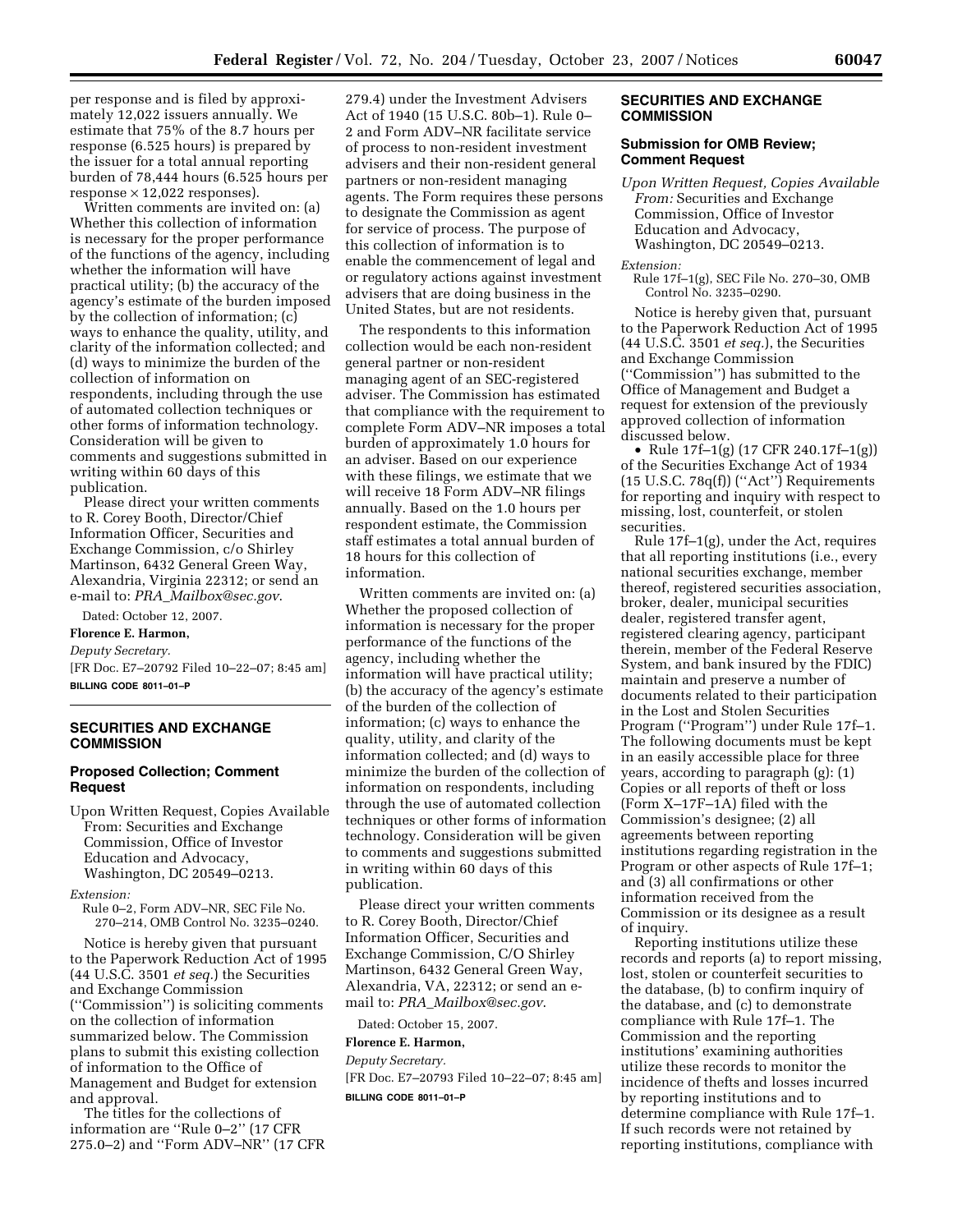per response and is filed by approximately 12,022 issuers annually. We estimate that 75% of the 8.7 hours per response (6.525 hours) is prepared by the issuer for a total annual reporting burden of 78,444 hours (6.525 hours per response × 12,022 responses).

Written comments are invited on: (a) Whether this collection of information is necessary for the proper performance of the functions of the agency, including whether the information will have practical utility; (b) the accuracy of the agency's estimate of the burden imposed by the collection of information; (c) ways to enhance the quality, utility, and clarity of the information collected; and (d) ways to minimize the burden of the collection of information on respondents, including through the use of automated collection techniques or other forms of information technology. Consideration will be given to comments and suggestions submitted in writing within 60 days of this publication.

Please direct your written comments to R. Corey Booth, Director/Chief Information Officer, Securities and Exchange Commission, c/o Shirley Martinson, 6432 General Green Way, Alexandria, Virginia 22312; or send an e-mail to: *PRA_Mailbox@sec.gov*.

Dated: October 12, 2007.

**Florence E. Harmon,**

*Deputy Secretary.*

[FR Doc. E7–20792 Filed 10–22–07; 8:45 am]

**BILLING CODE 8011–01–P**

## SECURITIES AND EXCHANGE COMMISSION

### Proposed Collection; Comment Request

Upon Written Request, Copies Available From: Securities and Exchange Commission, Office of Investor Education and Advocacy, Washington, DC 20549–0213.

*Extension:*

Rule 0–2, Form ADV–NR, SEC File No. 270–214, OMB Control No. 3235–0240.

Notice is hereby given that pursuant to the Paperwork Reduction Act of 1995 (44 U.S.C. 3501 *et seq.*) the Securities and Exchange Commission (''Commission'') is soliciting comments on the collection of information summarized below. The Commission plans to submit this existing collection of information to the Office of Management and Budget for extension and approval.

The titles for the collections of information are ''Rule 0–2'' (17 CFR 275.0–2) and ''Form ADV–NR'' (17 CFR 279.4) under the Investment Advisers Act of 1940 (15 U.S.C. 80b–1). Rule 0–2 and Form ADV–NR facilitate service of process to non-resident investment advisers and their non-resident general partners or non-resident managing agents. The Form requires these persons to designate the Commission as agent for service of process. The purpose of this collection of information is to enable the commencement of legal and or regulatory actions against investment advisers that are doing business in the United States, but are not residents.

The respondents to this information collection would be each non-resident general partner or non-resident managing agent of an SEC-registered adviser. The Commission has estimated that compliance with the requirement to complete Form ADV–NR imposes a total burden of approximately 1.0 hours for an adviser. Based on our experience with these filings, we estimate that we will receive 18 Form ADV–NR filings annually. Based on the 1.0 hours per respondent estimate, the Commission staff estimates a total annual burden of 18 hours for this collection of information.

Written comments are invited on: (a) Whether the proposed collection of information is necessary for the proper performance of the functions of the agency, including whether the information will have practical utility; (b) the accuracy of the agency's estimate of the burden of the collection of information; (c) ways to enhance the quality, utility, and clarity of the information collected; and (d) ways to minimize the burden of the collection of information on respondents, including through the use of automated collection techniques or other forms of information technology. Consideration will be given to comments and suggestions submitted in writing within 60 days of this publication.

Please direct your written comments to R. Corey Booth, Director/Chief Information Officer, Securities and Exchange Commission, C/O Shirley Martinson, 6432 General Green Way, Alexandria, VA, 22312; or send an e-mail to: *PRA_Mailbox@sec.gov*.

Dated: October 15, 2007.

**Florence E. Harmon,**

*Deputy Secretary.*

[FR Doc. E7–20793 Filed 10–22–07; 8:45 am]

**BILLING CODE 8011–01–P**

## SECURITIES AND EXCHANGE COMMISSION

### Submission for OMB Review; Comment Request

*Upon Written Request, Copies Available From:* Securities and Exchange Commission, Office of Investor Education and Advocacy, Washington, DC 20549–0213.

*Extension:*

Rule 17f–1(g), SEC File No. 270–30, OMB Control No. 3235–0290.

Notice is hereby given that, pursuant to the Paperwork Reduction Act of 1995 (44 U.S.C. 3501 *et seq.*), the Securities and Exchange Commission (''Commission'') has submitted to the Office of Management and Budget a request for extension of the previously approved collection of information discussed below.

- Rule 17f–1(g) (17 CFR 240.17f–1(g)) of the Securities Exchange Act of 1934 (15 U.S.C. 78q(f)) (''Act'') Requirements for reporting and inquiry with respect to missing, lost, counterfeit, or stolen securities.

Rule 17f–1(g), under the Act, requires that all reporting institutions (i.e., every national securities exchange, member thereof, registered securities association, broker, dealer, municipal securities dealer, registered transfer agent, registered clearing agency, participant therein, member of the Federal Reserve System, and bank insured by the FDIC) maintain and preserve a number of documents related to their participation in the Lost and Stolen Securities Program (''Program'') under Rule 17f–1. The following documents must be kept in an easily accessible place for three years, according to paragraph (g): (1) Copies or all reports of theft or loss (Form X–17F–1A) filed with the Commission's designee; (2) all agreements between reporting institutions regarding registration in the Program or other aspects of Rule 17f–1; and (3) all confirmations or other information received from the Commission or its designee as a result of inquiry.

Reporting institutions utilize these records and reports (a) to report missing, lost, stolen or counterfeit securities to the database, (b) to confirm inquiry of the database, and (c) to demonstrate compliance with Rule 17f–1. The Commission and the reporting institutions' examining authorities utilize these records to monitor the incidence of thefts and losses incurred by reporting institutions and to determine compliance with Rule 17f–1. If such records were not retained by reporting institutions, compliance with